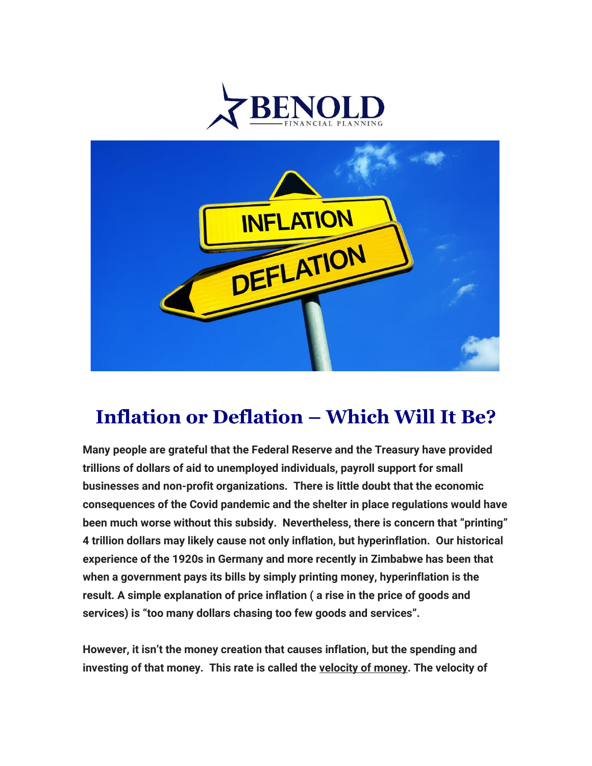# Inflation or Deflation – Which Will It Be?

**Many people are grateful that the Federal Reserve and the Treasury have provided trillions of dollars of aid to unemployed individuals, payroll support for small businesses and non-profit organizations. There is little doubt that the economic consequences of the Covid pandemic and the shelter in place regulations would have been much worse without this subsidy. Nevertheless, there is concern that "printing" 4 trillion dollars may likely cause not only inflation, but hyperinflation. Our historical experience of the 1920s in Germany and more recently in Zimbabwe has been that when a government pays its bills by simply printing money, hyperinflation is the result. A simple explanation of price inflation ( a rise in the price of goods and services) is "too many dollars chasing too few goods and services".**

**However, it isn't the money creation that causes inflation, but the spending and investing of that money. This rate is called the velocity of money. The velocity of**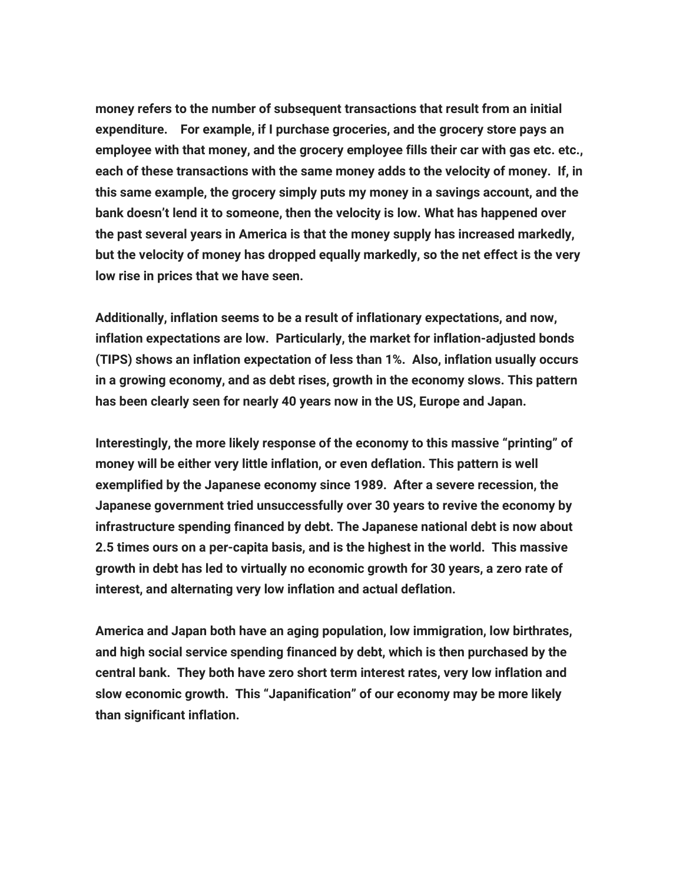**money refers to the number of subsequent transactions that result from an initial expenditure.   For example, if I purchase groceries, and the grocery store pays an employee with that money, and the grocery employee fills their car with gas etc. etc., each of these transactions with the same money adds to the velocity of money.  If, in this same example, the grocery simply puts my money in a savings account, and the bank doesn't lend it to someone, then the velocity is low. What has happened over the past several years in America is that the money supply has increased markedly, but the velocity of money has dropped equally markedly, so the net effect is the very low rise in prices that we have seen.**

**Additionally, inflation seems to be a result of inflationary expectations, and now, inflation expectations are low.  Particularly, the market for inflation-adjusted bonds (TIPS) shows an inflation expectation of less than 1%.  Also, inflation usually occurs in a growing economy, and as debt rises, growth in the economy slows. This pattern has been clearly seen for nearly 40 years now in the US, Europe and Japan.**

**Interestingly, the more likely response of the economy to this massive "printing" of money will be either very little inflation, or even deflation. This pattern is well exemplified by the Japanese economy since 1989.  After a severe recession, the Japanese government tried unsuccessfully over 30 years to revive the economy by infrastructure spending financed by debt. The Japanese national debt is now about 2.5 times ours on a per-capita basis, and is the highest in the world.  This massive growth in debt has led to virtually no economic growth for 30 years, a zero rate of interest, and alternating very low inflation and actual deflation.**

**America and Japan both have an aging population, low immigration, low birthrates, and high social service spending financed by debt, which is then purchased by the central bank.  They both have zero short term interest rates, very low inflation and slow economic growth.  This "Japanification" of our economy may be more likely than significant inflation.**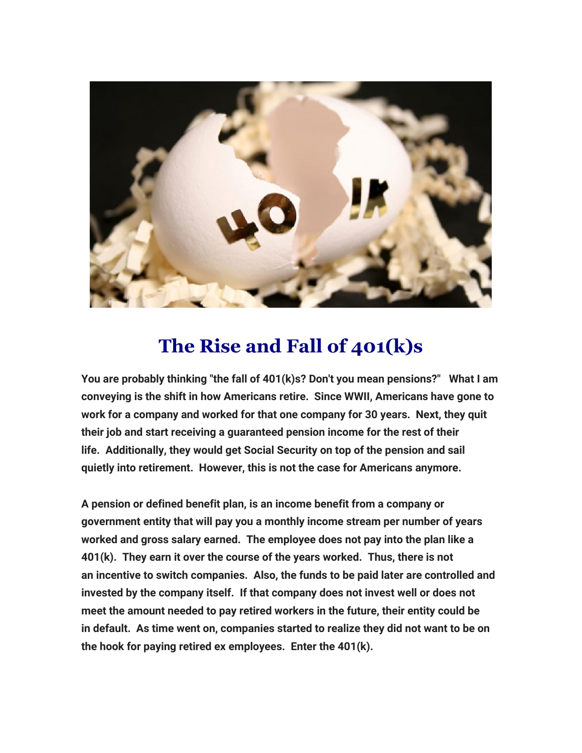# The Rise and Fall of 401(k)s

**You are probably thinking "the fall of 401(k)s? Don't you mean pensions?" What I am conveying is the shift in how Americans retire. Since WWII, Americans have gone to work for a company and worked for that one company for 30 years. Next, they quit their job and start receiving a guaranteed pension income for the rest of their life. Additionally, they would get Social Security on top of the pension and sail quietly into retirement. However, this is not the case for Americans anymore.**

**A pension or defined benefit plan, is an income benefit from a company or government entity that will pay you a monthly income stream per number of years worked and gross salary earned. The employee does not pay into the plan like a 401(k). They earn it over the course of the years worked. Thus, there is not an incentive to switch companies. Also, the funds to be paid later are controlled and invested by the company itself. If that company does not invest well or does not meet the amount needed to pay retired workers in the future, their entity could be in default. As time went on, companies started to realize they did not want to be on the hook for paying retired ex employees. Enter the 401(k).**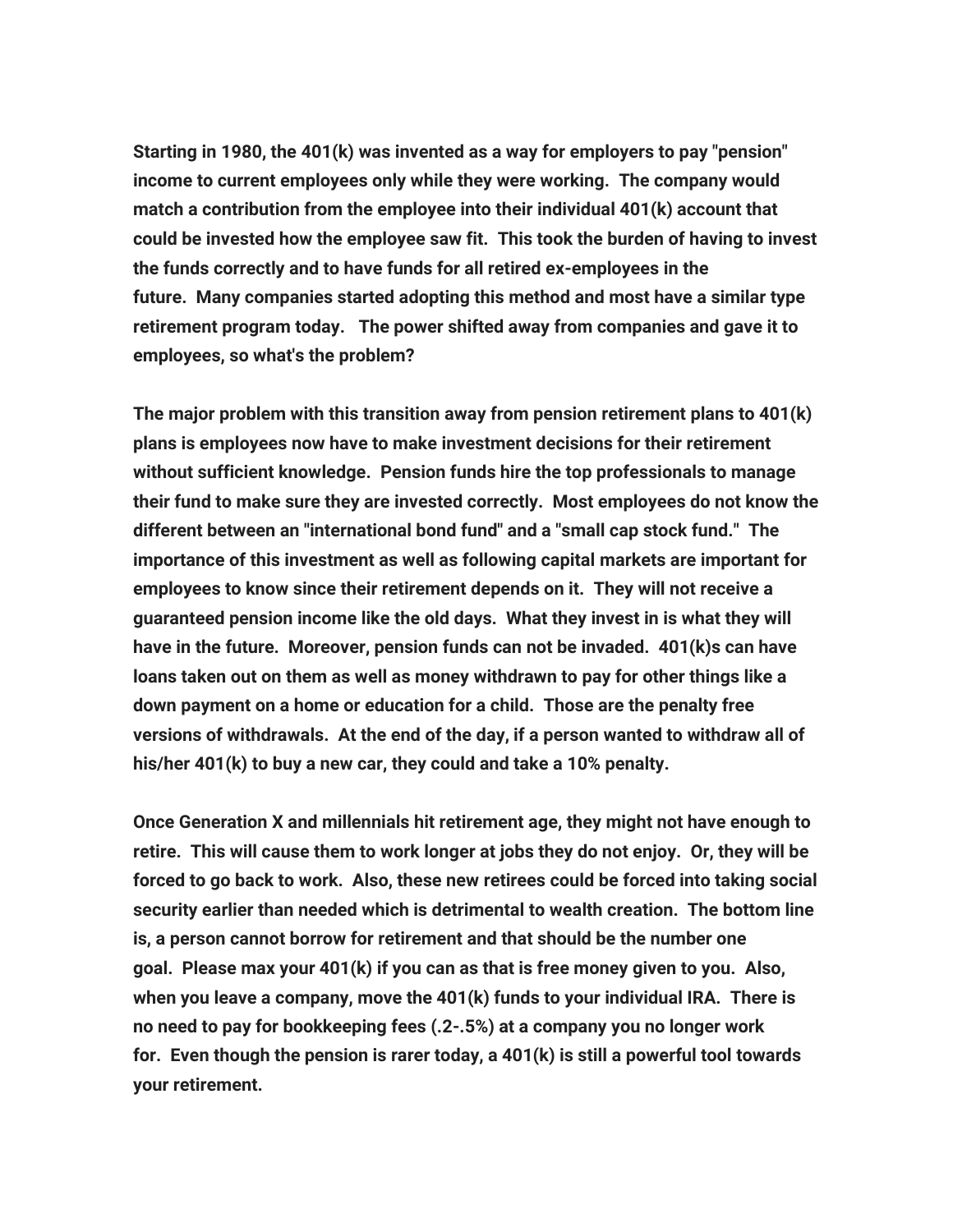**Starting in 1980, the 401(k) was invented as a way for employers to pay "pension" income to current employees only while they were working. The company would match a contribution from the employee into their individual 401(k) account that could be invested how the employee saw fit. This took the burden of having to invest the funds correctly and to have funds for all retired ex-employees in the future. Many companies started adopting this method and most have a similar type retirement program today. The power shifted away from companies and gave it to employees, so what's the problem?**

**The major problem with this transition away from pension retirement plans to 401(k) plans is employees now have to make investment decisions for their retirement without sufficient knowledge. Pension funds hire the top professionals to manage their fund to make sure they are invested correctly. Most employees do not know the different between an "international bond fund" and a "small cap stock fund." The importance of this investment as well as following capital markets are important for employees to know since their retirement depends on it. They will not receive a guaranteed pension income like the old days. What they invest in is what they will have in the future. Moreover, pension funds can not be invaded. 401(k)s can have loans taken out on them as well as money withdrawn to pay for other things like a down payment on a home or education for a child. Those are the penalty free versions of withdrawals. At the end of the day, if a person wanted to withdraw all of his/her 401(k) to buy a new car, they could and take a 10% penalty.**

**Once Generation X and millennials hit retirement age, they might not have enough to retire. This will cause them to work longer at jobs they do not enjoy. Or, they will be forced to go back to work. Also, these new retirees could be forced into taking social security earlier than needed which is detrimental to wealth creation. The bottom line is, a person cannot borrow for retirement and that should be the number one goal. Please max your 401(k) if you can as that is free money given to you. Also, when you leave a company, move the 401(k) funds to your individual IRA. There is no need to pay for bookkeeping fees (.2-.5%) at a company you no longer work for. Even though the pension is rarer today, a 401(k) is still a powerful tool towards your retirement.**